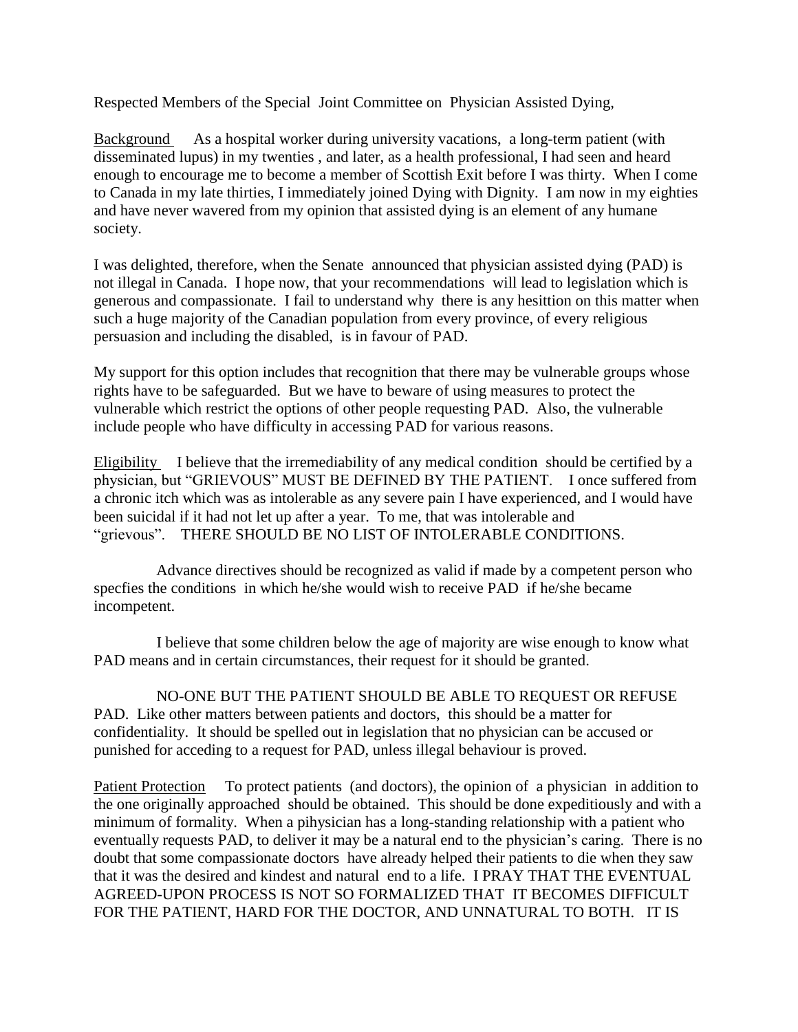Respected Members of the Special Joint Committee on Physician Assisted Dying,

Background As a hospital worker during university vacations, a long-term patient (with disseminated lupus) in my twenties , and later, as a health professional, I had seen and heard enough to encourage me to become a member of Scottish Exit before I was thirty. When I come to Canada in my late thirties, I immediately joined Dying with Dignity. I am now in my eighties and have never wavered from my opinion that assisted dying is an element of any humane society.

I was delighted, therefore, when the Senate announced that physician assisted dying (PAD) is not illegal in Canada. I hope now, that your recommendations will lead to legislation which is generous and compassionate. I fail to understand why there is any hesittion on this matter when such a huge majority of the Canadian population from every province, of every religious persuasion and including the disabled, is in favour of PAD.

My support for this option includes that recognition that there may be vulnerable groups whose rights have to be safeguarded. But we have to beware of using measures to protect the vulnerable which restrict the options of other people requesting PAD. Also, the vulnerable include people who have difficulty in accessing PAD for various reasons.

Eligibility I believe that the irremediability of any medical condition should be certified by a physician, but "GRIEVOUS" MUST BE DEFINED BY THE PATIENT. I once suffered from a chronic itch which was as intolerable as any severe pain I have experienced, and I would have been suicidal if it had not let up after a year. To me, that was intolerable and "grievous". THERE SHOULD BE NO LIST OF INTOLERABLE CONDITIONS.

Advance directives should be recognized as valid if made by a competent person who specfies the conditions in which he/she would wish to receive PAD if he/she became incompetent.

I believe that some children below the age of majority are wise enough to know what PAD means and in certain circumstances, their request for it should be granted.

NO-ONE BUT THE PATIENT SHOULD BE ABLE TO REQUEST OR REFUSE PAD. Like other matters between patients and doctors, this should be a matter for confidentiality. It should be spelled out in legislation that no physician can be accused or punished for acceding to a request for PAD, unless illegal behaviour is proved.

Patient Protection To protect patients (and doctors), the opinion of a physician in addition to the one originally approached should be obtained. This should be done expeditiously and with a minimum of formality. When a pihysician has a long-standing relationship with a patient who eventually requests PAD, to deliver it may be a natural end to the physician's caring. There is no doubt that some compassionate doctors have already helped their patients to die when they saw that it was the desired and kindest and natural end to a life. I PRAY THAT THE EVENTUAL AGREED-UPON PROCESS IS NOT SO FORMALIZED THAT IT BECOMES DIFFICULT FOR THE PATIENT, HARD FOR THE DOCTOR, AND UNNATURAL TO BOTH. IT IS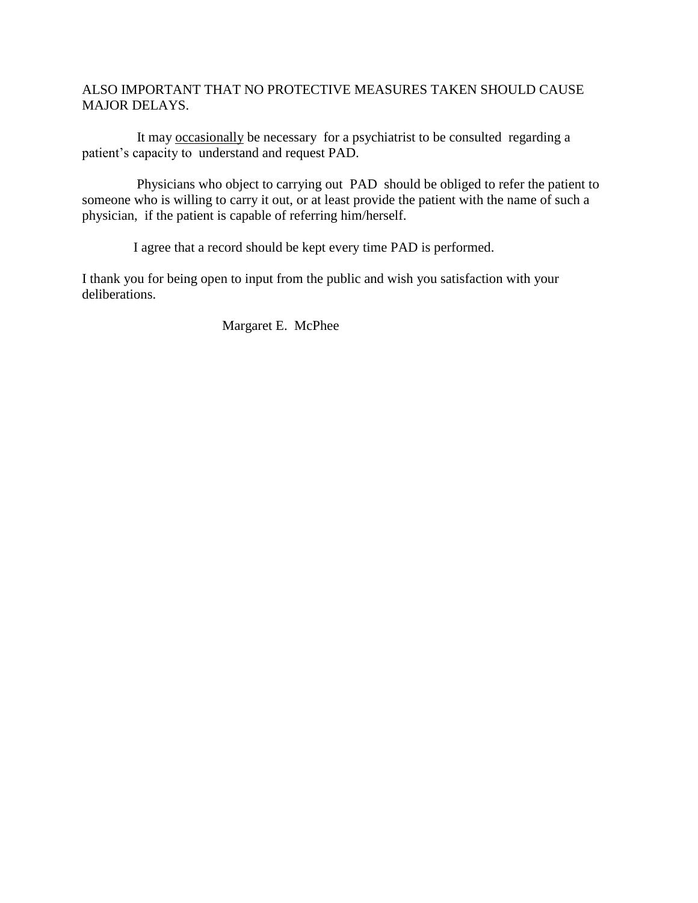ALSO IMPORTANT THAT NO PROTECTIVE MEASURES TAKEN SHOULD CAUSE MAJOR DELAYS.

It may <u>occasionally</u> be necessary for a psychiatrist to be consulted regarding a patient's capacity to understand and request PAD.

Physicians who object to carrying out PAD should be obliged to refer the patient to someone who is willing to carry it out, or at least provide the patient with the name of such a physician, if the patient is capable of referring him/herself.

I agree that a record should be kept every time PAD is performed.

I thank you for being open to input from the public and wish you satisfaction with your deliberations.

Margaret E. McPhee